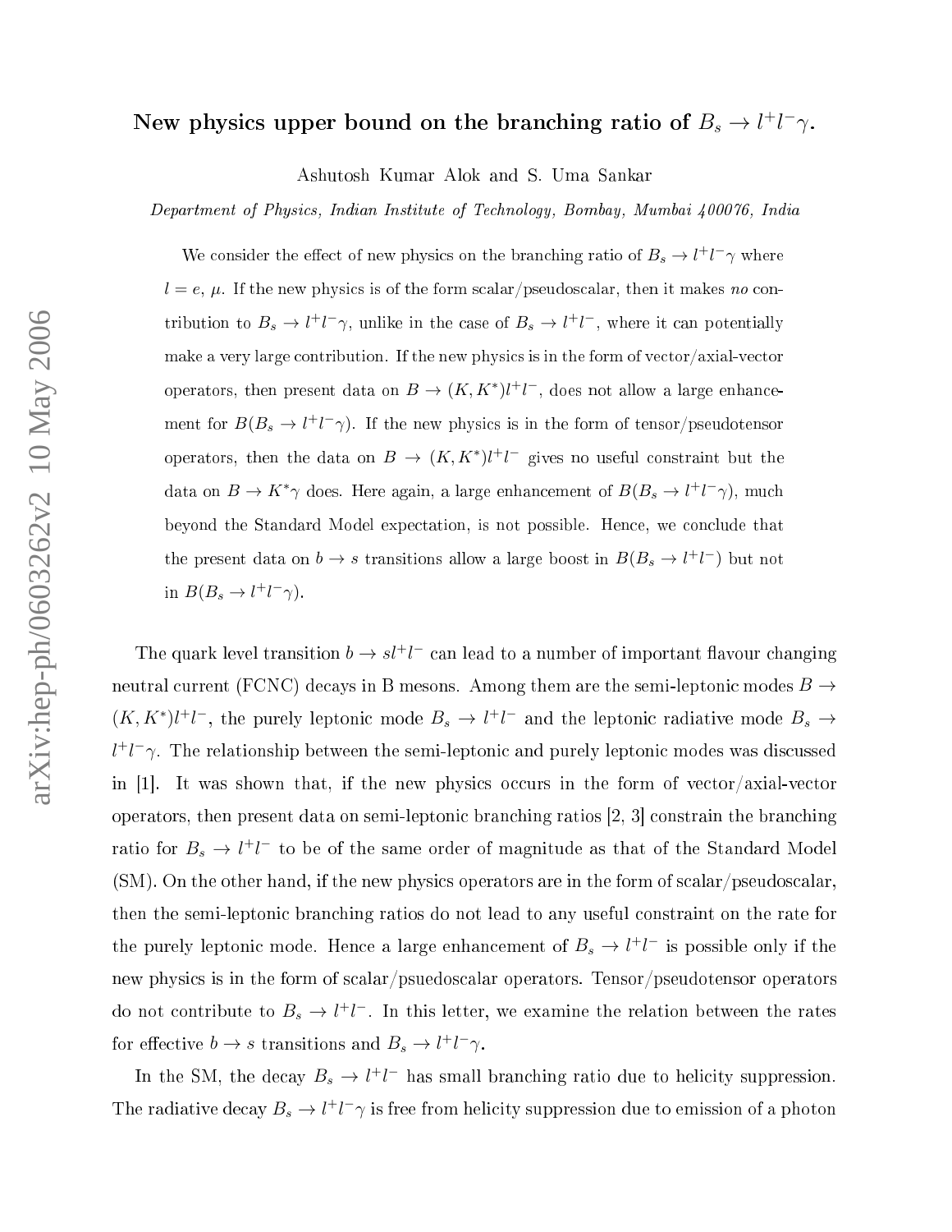# New physics upper bound on the branching ratio of $B_s \to l^+l^-\gamma$.

Ashutosh Kumar Alok and S. Uma Sankar

*Department of Physics, Indian Institute of Technology, Bombay, Mumbai 400076, India*

We consider the effect of new physics on the branching ratio of $B_s \to l^+l^-\gamma$ where $l = e,\ \mu$. If the new physics is of the form scalar/pseudoscalar, then it makes *no* contribution to $B_s \to l^+l^-\gamma$, unlike in the case of $B_s \to l^+l^-$, where it can potentially make a very large contribution. If the new physics is in the form of vector/axial-vector operators, then present data on $B \to (K, K^*)l^+l^-$, does not allow a large enhancement for $B(B_s \to l^+l^-\gamma)$. If the new physics is in the form of tensor/pseudotensor operators, then the data on $B \to (K, K^*)l^+l^-$ gives no useful constraint but the data on $B \to K^*\gamma$ does. Here again, a large enhancement of $B(B_s \to l^+l^-\gamma)$, much beyond the Standard Model expectation, is not possible. Hence, we conclude that the present data on $b \to s$ transitions allow a large boost in $B(B_s \to l^+l^-)$ but not in $B(B_s \to l^+l^-\gamma)$.

The quark level transition $b \to sl^+l^-$ can lead to a number of important flavour changing neutral current (FCNC) decays in B mesons. Among them are the semi-leptonic modes $B \to (K, K^*)l^+l^-$, the purely leptonic mode $B_s \to l^+l^-$ and the leptonic radiative mode $B_s \to l^+l^-\gamma$. The relationship between the semi-leptonic and purely leptonic modes was discussed in [1]. It was shown that, if the new physics occurs in the form of vector/axial-vector operators, then present data on semi-leptonic branching ratios [2, 3] constrain the branching ratio for $B_s \to l^+l^-$ to be of the same order of magnitude as that of the Standard Model (SM). On the other hand, if the new physics operators are in the form of scalar/pseudoscalar, then the semi-leptonic branching ratios do not lead to any useful constraint on the rate for the purely leptonic mode. Hence a large enhancement of $B_s \to l^+l^-$ is possible only if the new physics is in the form of scalar/psuedoscalar operators. Tensor/pseudotensor operators do not contribute to $B_s \to l^+l^-$. In this letter, we examine the relation between the rates for effective $b \to s$ transitions and $B_s \to l^+l^-\gamma$.

In the SM, the decay $B_s \to l^+l^-$ has small branching ratio due to helicity suppression. The radiative decay $B_s \to l^+l^-\gamma$ is free from helicity suppression due to emission of a photon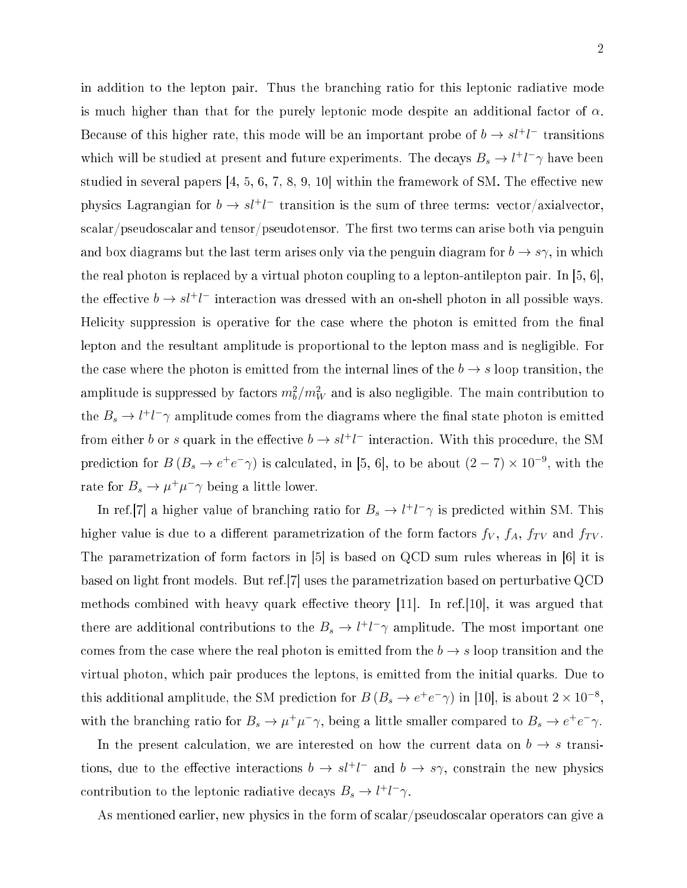in addition to the lepton pair. Thus the branching ratio for this leptonic radiative mode is much higher than that for the purely leptonic mode despite an additional factor of $\alpha$. Because of this higher rate, this mode will be an important probe of $b \to s l^+ l^-$ transitions which will be studied at present and future experiments. The decays $B_s \to l^+ l^- \gamma$ have been studied in several papers [4, 5, 6, 7, 8, 9, 10] within the framework of SM. The effective new physics Lagrangian for $b \to s l^+ l^-$ transition is the sum of three terms: vector/axialvector, scalar/pseudoscalar and tensor/pseudotensor. The first two terms can arise both via penguin and box diagrams but the last term arises only via the penguin diagram for $b \to s\gamma$, in which the real photon is replaced by a virtual photon coupling to a lepton-antilepton pair. In [5, 6], the effective $b \to s l^+ l^-$ interaction was dressed with an on-shell photon in all possible ways. Helicity suppression is operative for the case where the photon is emitted from the final lepton and the resultant amplitude is proportional to the lepton mass and is negligible. For the case where the photon is emitted from the internal lines of the $b \to s$ loop transition, the amplitude is suppressed by factors $m_b^2/m_W^2$ and is also negligible. The main contribution to the $B_s \to l^+ l^- \gamma$ amplitude comes from the diagrams where the final state photon is emitted from either $b$ or $s$ quark in the effective $b \to s l^+ l^-$ interaction. With this procedure, the SM prediction for $B\left(B_s \to e^+ e^- \gamma\right)$ is calculated, in [5, 6], to be about $(2-7) \times 10^{-9}$, with the rate for $B_s \to \mu^+ \mu^- \gamma$ being a little lower.

In ref.[7] a higher value of branching ratio for $B_s \to l^+ l^- \gamma$ is predicted within SM. This higher value is due to a different parametrization of the form factors $f_V$, $f_A$, $f_{TV}$ and $f_{TV}$. The parametrization of form factors in [5] is based on QCD sum rules whereas in [6] it is based on light front models. But ref.[7] uses the parametrization based on perturbative QCD methods combined with heavy quark effective theory [11]. In ref.[10], it was argued that there are additional contributions to the $B_s \to l^+ l^- \gamma$ amplitude. The most important one comes from the case where the real photon is emitted from the $b \to s$ loop transition and the virtual photon, which pair produces the leptons, is emitted from the initial quarks. Due to this additional amplitude, the SM prediction for $B\left(B_s \to e^+ e^- \gamma\right)$ in [10], is about $2 \times 10^{-8}$, with the branching ratio for $B_s \to \mu^+ \mu^- \gamma$, being a little smaller compared to $B_s \to e^+ e^- \gamma$.

In the present calculation, we are interested on how the current data on $b \to s$ transitions, due to the effective interactions $b \to s l^+ l^-$ and $b \to s\gamma$, constrain the new physics contribution to the leptonic radiative decays $B_s \to l^+ l^- \gamma$.

As mentioned earlier, new physics in the form of scalar/pseudoscalar operators can give a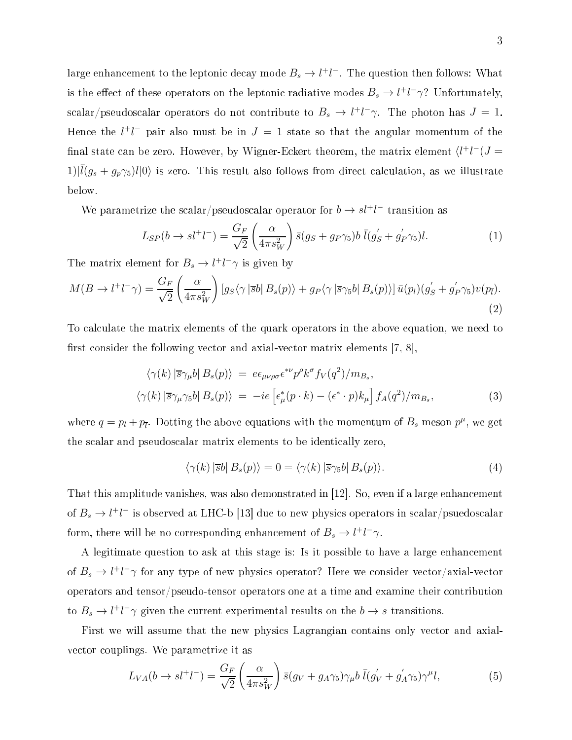large enhancement to the leptonic decay mode $B_s \to l^+l^-$. The question then follows: What is the effect of these operators on the leptonic radiative modes $B_s \to l^+l^-\gamma$? Unfortunately, scalar/pseudoscalar operators do not contribute to $B_s \to l^+l^-\gamma$. The photon has $J = 1$. Hence the $l^+l^-$ pair also must be in $J = 1$ state so that the angular momentum of the final state can be zero. However, by Wigner-Eckert theorem, the matrix element $\langle l^+l^-(J = 1)|\bar{l}(g_s + g_p\gamma_5)l|0\rangle$ is zero. This result also follows from direct calculation, as we illustrate below.

We parametrize the scalar/pseudoscalar operator for $b \to sl^+l^-$ transition as

$$L_{SP}(b \to sl^+l^-) = \frac{G_F}{\sqrt{2}}\left(\frac{\alpha}{4\pi s_W^2}\right)\bar{s}(g_S + g_P\gamma_5)b\,\bar{l}(g_S^{'} + g_P^{'}\gamma_5)l. \tag{1}$$

The matrix element for $B_s \to l^+l^-\gamma$ is given by

$$M(B \to l^+l^-\gamma) = \frac{G_F}{\sqrt{2}}\left(\frac{\alpha}{4\pi s_W^2}\right)\left[g_S\langle\gamma\,|\bar{s}b|\,B_s(p)\rangle + g_P\langle\gamma\,|\bar{s}\gamma_5 b|\,B_s(p)\rangle\right]\bar{u}(p_l)(g_S^{'} + g_P^{'}\gamma_5)v(p_{\bar{l}}). \tag{2}$$

To calculate the matrix elements of the quark operators in the above equation, we need to first consider the following vector and axial-vector matrix elements [7, 8],

$$\begin{aligned}
\langle\gamma(k)\,|\bar{s}\gamma_\mu b|\,B_s(p)\rangle &= e\epsilon_{\mu\nu\rho\sigma}\epsilon^{*\nu}p^\rho k^\sigma f_V(q^2)/m_{B_s}, \\
\langle\gamma(k)\,|\bar{s}\gamma_\mu\gamma_5 b|\,B_s(p)\rangle &= -ie\left[\epsilon_\mu^*(p\cdot k) - (\epsilon^*\cdot p)k_\mu\right]f_A(q^2)/m_{B_s},
\end{aligned} \tag{3}$$

where $q = p_l + p_{\bar{l}}$. Dotting the above equations with the momentum of $B_s$ meson $p^\mu$, we get the scalar and pseudoscalar matrix elements to be identically zero,

$$\langle\gamma(k)\,|\bar{s}b|\,B_s(p)\rangle = 0 = \langle\gamma(k)\,|\bar{s}\gamma_5 b|\,B_s(p)\rangle. \tag{4}$$

That this amplitude vanishes, was also demonstrated in [12]. So, even if a large enhancement of $B_s \to l^+l^-$ is observed at LHC-b [13] due to new physics operators in scalar/psuedoscalar form, there will be no corresponding enhancement of $B_s \to l^+l^-\gamma$.

A legitimate question to ask at this stage is: Is it possible to have a large enhancement of $B_s \to l^+l^-\gamma$ for any type of new physics operator? Here we consider vector/axial-vector operators and tensor/pseudo-tensor operators one at a time and examine their contribution to $B_s \to l^+l^-\gamma$ given the current experimental results on the $b \to s$ transitions.

First we will assume that the new physics Lagrangian contains only vector and axial-vector couplings. We parametrize it as

$$L_{VA}(b \to sl^+l^-) = \frac{G_F}{\sqrt{2}}\left(\frac{\alpha}{4\pi s_W^2}\right)\bar{s}(g_V + g_A\gamma_5)\gamma_\mu b\,\bar{l}(g_V^{'} + g_A^{'}\gamma_5)\gamma^\mu l, \tag{5}$$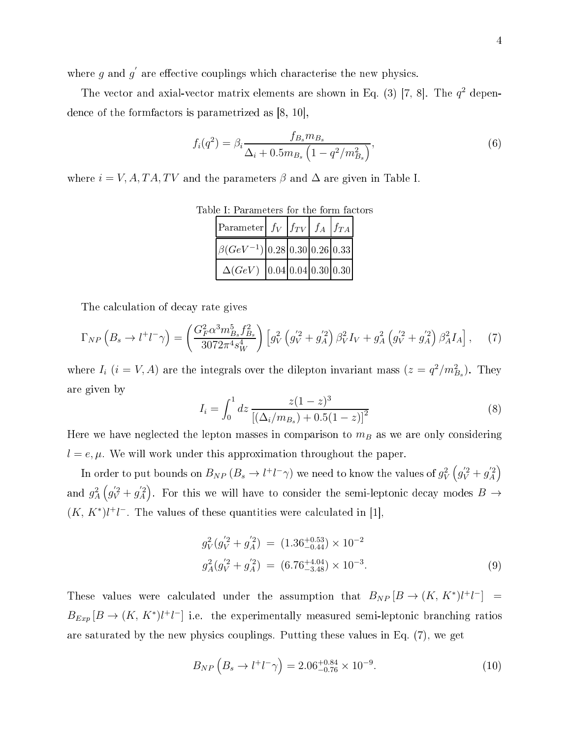where $g$ and $g'$ are effective couplings which characterise the new physics.

The vector and axial-vector matrix elements are shown in Eq. (3) [7, 8]. The $q^2$ dependence of the formfactors is parametrized as [8, 10],

$$f_i(q^2) = \beta_i \frac{f_{B_s} m_{B_s}}{\Delta_i + 0.5 m_{B_s}\left(1 - q^2/m_{B_s}^2\right)}, \tag{6}$$

where $i = V, A, TA, TV$ and the parameters $\beta$ and $\Delta$ are given in Table I.

Table I: Parameters for the form factors

| Parameter | $f_V$ | $f_{TV}$ | $f_A$ | $f_{TA}$ |
|---|---|---|---|---|
| $\beta(GeV^{-1})$ | 0.28 | 0.30 | 0.26 | 0.33 |
| $\Delta(GeV)$ | 0.04 | 0.04 | 0.30 | 0.30 |

The calculation of decay rate gives

$$\Gamma_{NP}\left(B_s \to l^+ l^- \gamma\right) = \left(\frac{G_F^2 \alpha^3 m_{B_s}^5 f_{B_s}^2}{3072\pi^4 s_W^4}\right)\left[g_V^2\left(g_V^{'2} + g_A^{'2}\right)\beta_V^2 I_V + g_A^2\left(g_V^{'2} + g_A^{'2}\right)\beta_A^2 I_A\right], \tag{7}$$

where $I_i$ $(i = V, A)$ are the integrals over the dilepton invariant mass $(z = q^2/m_{B_s}^2)$. They are given by

$$I_i = \int_0^1 dz \, \frac{z(1-z)^3}{\left[(\Delta_i/m_{B_s}) + 0.5(1-z)\right]^2} \tag{8}$$

Here we have neglected the lepton masses in comparison to $m_B$ as we are only considering $l = e, \mu$. We will work under this approximation throughout the paper.

In order to put bounds on $B_{NP}\left(B_s \to l^+ l^- \gamma\right)$ we need to know the values of $g_V^2\left(g_V^{'2} + g_A^{'2}\right)$ and $g_A^2\left(g_V^{'2} + g_A^{'2}\right)$. For this we will have to consider the semi-leptonic decay modes $B \to (K, K^*) l^+ l^-$. The values of these quantities were calculated in [1],

$$\begin{aligned} g_V^2(g_V^{'2} + g_A^{'2}) &= (1.36^{+0.53}_{-0.44}) \times 10^{-2} \\ g_A^2(g_V^{'2} + g_A^{'2}) &= (6.76^{+4.04}_{-3.48}) \times 10^{-3}. \end{aligned} \tag{9}$$

These values were calculated under the assumption that $B_{NP}\left[B \to (K, K^*) l^+ l^-\right] = B_{Exp}\left[B \to (K, K^*) l^+ l^-\right]$ i.e. the experimentally measured semi-leptonic branching ratios are saturated by the new physics couplings. Putting these values in Eq. (7), we get

$$B_{NP}\left(B_s \to l^+ l^- \gamma\right) = 2.06^{+0.84}_{-0.76} \times 10^{-9}. \tag{10}$$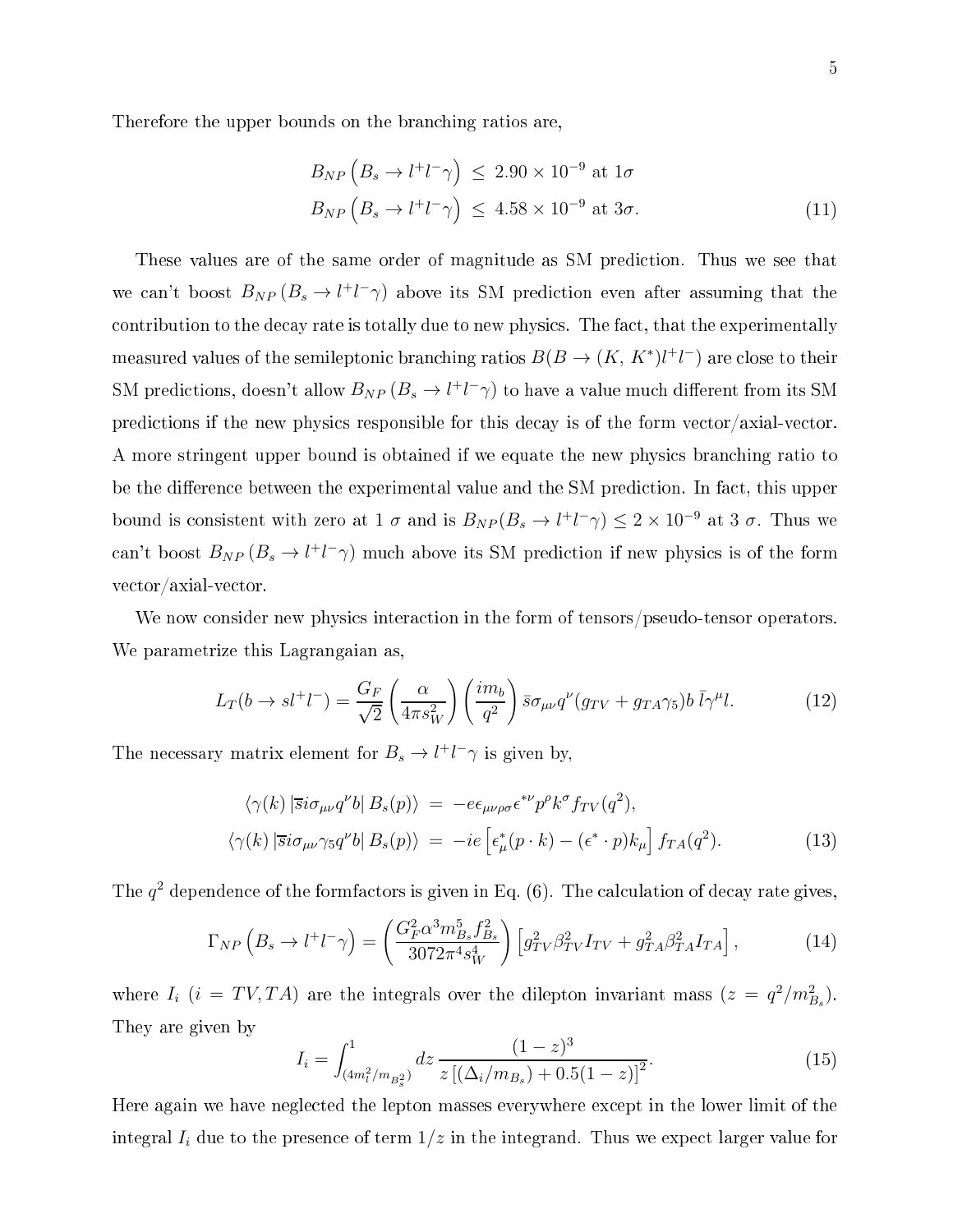Therefore the upper bounds on the branching ratios are,

$$
\begin{aligned}
B_{NP}\left(B_s \to l^+l^-\gamma\right) &\leq 2.90 \times 10^{-9} \text{ at } 1\sigma \\
B_{NP}\left(B_s \to l^+l^-\gamma\right) &\leq 4.58 \times 10^{-9} \text{ at } 3\sigma.
\end{aligned} \tag{11}
$$

These values are of the same order of magnitude as SM prediction. Thus we see that we can't boost $B_{NP}\left(B_s \to l^+l^-\gamma\right)$ above its SM prediction even after assuming that the contribution to the decay rate is totally due to new physics. The fact, that the experimentally measured values of the semileptonic branching ratios $B(B \to (K,\, K^*)l^+l^-)$ are close to their SM predictions, doesn't allow $B_{NP}\left(B_s \to l^+l^-\gamma\right)$ to have a value much different from its SM predictions if the new physics responsible for this decay is of the form vector/axial-vector. A more stringent upper bound is obtained if we equate the new physics branching ratio to be the difference between the experimental value and the SM prediction. In fact, this upper bound is consistent with zero at 1 $\sigma$ and is $B_{NP}(B_s \to l^+l^-\gamma) \leq 2 \times 10^{-9}$ at 3 $\sigma$. Thus we can't boost $B_{NP}\left(B_s \to l^+l^-\gamma\right)$ much above its SM prediction if new physics is of the form vector/axial-vector.

We now consider new physics interaction in the form of tensors/pseudo-tensor operators. We parametrize this Lagrangaian as,

$$
L_T(b \to s l^+l^-) = \frac{G_F}{\sqrt{2}}\left(\frac{\alpha}{4\pi s_W^2}\right)\left(\frac{i m_b}{q^2}\right)\bar{s}\sigma_{\mu\nu}q^\nu(g_{TV} + g_{TA}\gamma_5)b\,\bar{l}\gamma^\mu l. \tag{12}
$$

The necessary matrix element for $B_s \to l^+l^-\gamma$ is given by,

$$
\begin{aligned}
\langle\gamma(k)\left|\bar{s}i\sigma_{\mu\nu}q^\nu b\right|B_s(p)\rangle &= -e\epsilon_{\mu\nu\rho\sigma}\epsilon^{*\nu}p^\rho k^\sigma f_{TV}(q^2), \\
\langle\gamma(k)\left|\bar{s}i\sigma_{\mu\nu}\gamma_5 q^\nu b\right|B_s(p)\rangle &= -ie\left[\epsilon^*_\mu(p\cdot k) - (\epsilon^*\cdot p)k_\mu\right]f_{TA}(q^2).
\end{aligned} \tag{13}
$$

The $q^2$ dependence of the formfactors is given in Eq. (6). The calculation of decay rate gives,

$$
\Gamma_{NP}\left(B_s \to l^+l^-\gamma\right) = \left(\frac{G_F^2\alpha^3 m_{B_s}^5 f_{B_s}^2}{3072\pi^4 s_W^4}\right)\left[g_{TV}^2\beta_{TV}^2 I_{TV} + g_{TA}^2\beta_{TA}^2 I_{TA}\right], \tag{14}
$$

where $I_i$ $(i = TV, TA)$ are the integrals over the dilepton invariant mass $(z = q^2/m_{B_s}^2)$. They are given by

$$
I_i = \int_{(4m_l^2/m_{B_s^2})}^{1} dz\,\frac{(1-z)^3}{z\left[(\Delta_i/m_{B_s}) + 0.5(1-z)\right]^2}. \tag{15}
$$

Here again we have neglected the lepton masses everywhere except in the lower limit of the integral $I_i$ due to the presence of term $1/z$ in the integrand. Thus we expect larger value for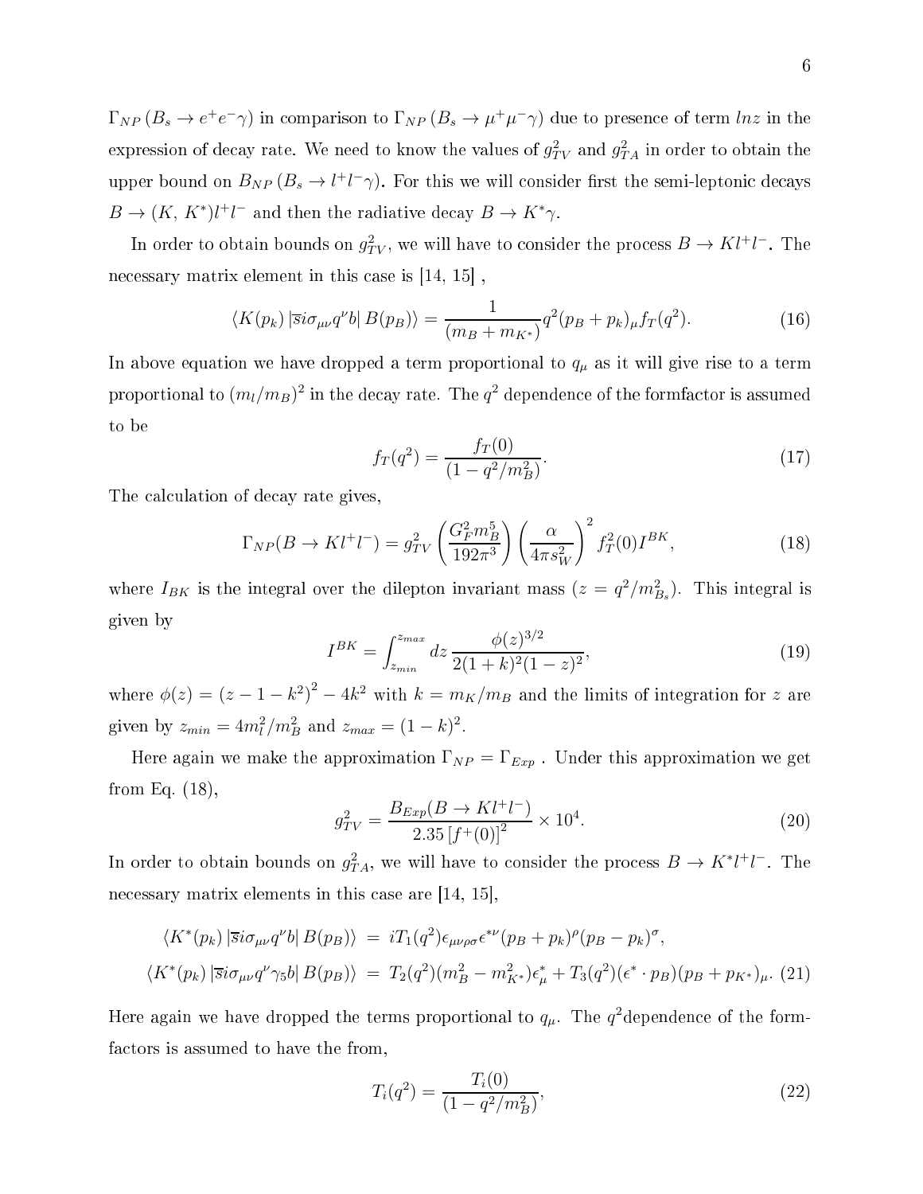$\Gamma_{NP}(B_s \to e^+e^-\gamma)$ in comparison to $\Gamma_{NP}(B_s \to \mu^+\mu^-\gamma)$ due to presence of term $ln z$ in the expression of decay rate. We need to know the values of $g_{TV}^2$ and $g_{TA}^2$ in order to obtain the upper bound on $B_{NP}(B_s \to l^+l^-\gamma)$. For this we will consider first the semi-leptonic decays $B \to (K,\, K^*)l^+l^-$ and then the radiative decay $B \to K^*\gamma$.

In order to obtain bounds on $g_{TV}^2$, we will have to consider the process $B \to Kl^+l^-$. The necessary matrix element in this case is [14, 15] ,

$$\langle K(p_k)\,|\overline{s}i\sigma_{\mu\nu}q^\nu b|\, B(p_B)\rangle = \frac{1}{(m_B + m_{K^*})}q^2(p_B + p_k)_\mu f_T(q^2). \tag{16}$$

In above equation we have dropped a term proportional to $q_\mu$ as it will give rise to a term proportional to $(m_l/m_B)^2$ in the decay rate. The $q^2$ dependence of the formfactor is assumed to be

$$f_T(q^2) = \frac{f_T(0)}{(1 - q^2/m_B^2)}. \tag{17}$$

The calculation of decay rate gives,

$$\Gamma_{NP}(B \to Kl^+l^-) = g_{TV}^2\left(\frac{G_F^2 m_B^5}{192\pi^3}\right)\left(\frac{\alpha}{4\pi s_W^2}\right)^2 f_T^2(0) I^{BK}, \tag{18}$$

where $I_{BK}$ is the integral over the dilepton invariant mass ($z = q^2/m_{B_s}^2$). This integral is given by

$$I^{BK} = \int_{z_{min}}^{z_{max}} dz\, \frac{\phi(z)^{3/2}}{2(1+k)^2(1-z)^2}, \tag{19}$$

where $\phi(z) = (z - 1 - k^2)^2 - 4k^2$ with $k = m_K/m_B$ and the limits of integration for $z$ are given by $z_{min} = 4m_l^2/m_B^2$ and $z_{max} = (1-k)^2$.

Here again we make the approximation $\Gamma_{NP} = \Gamma_{Exp}$ . Under this approximation we get from Eq. (18),

$$g_{TV}^2 = \frac{B_{Exp}(B \to Kl^+l^-)}{2.35\,[f^+(0)]^2} \times 10^4. \tag{20}$$

In order to obtain bounds on $g_{TA}^2$, we will have to consider the process $B \to K^*l^+l^-$. The necessary matrix elements in this case are [14, 15],

$$\begin{aligned}
\langle K^*(p_k)\,|\overline{s}i\sigma_{\mu\nu}q^\nu b|\, B(p_B)\rangle &= iT_1(q^2)\epsilon_{\mu\nu\rho\sigma}\epsilon^{*\nu}(p_B + p_k)^\rho(p_B - p_k)^\sigma, \\
\langle K^*(p_k)\,|\overline{s}i\sigma_{\mu\nu}q^\nu\gamma_5 b|\, B(p_B)\rangle &= T_2(q^2)(m_B^2 - m_{K^*}^2)\epsilon_\mu^* + T_3(q^2)(\epsilon^*\cdot p_B)(p_B + p_{K^*})_\mu.
\end{aligned} \tag{21}$$

Here again we have dropped the terms proportional to $q_\mu$. The $q^2$dependence of the formfactors is assumed to have the from,

$$T_i(q^2) = \frac{T_i(0)}{(1 - q^2/m_B^2)}, \tag{22}$$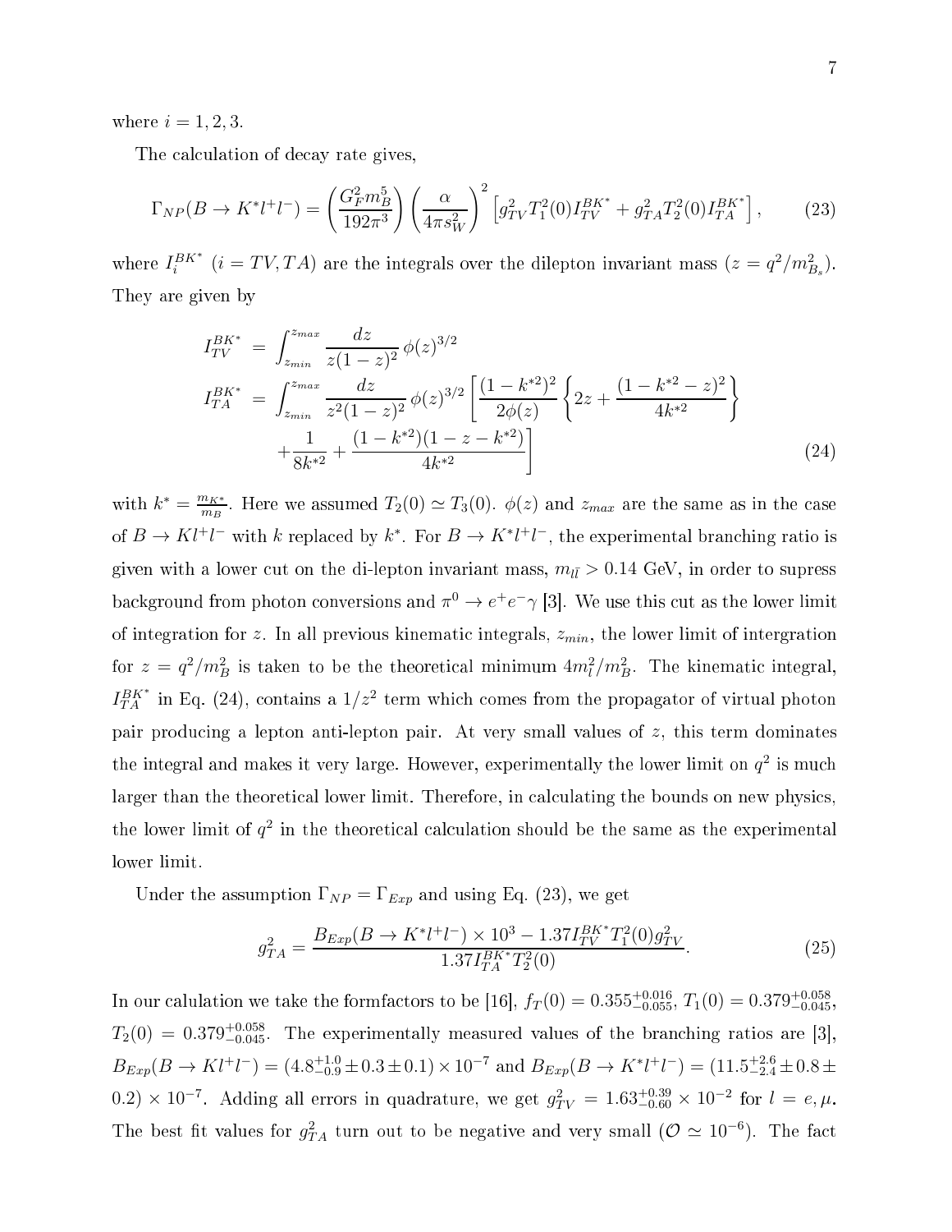where $i = 1, 2, 3$.

The calculation of decay rate gives,

$$\Gamma_{NP}(B \to K^* l^+ l^-) = \left(\frac{G_F^2 m_B^5}{192\pi^3}\right)\left(\frac{\alpha}{4\pi s_W^2}\right)^2 \left[g_{TV}^2 T_1^2(0) I_{TV}^{BK^*} + g_{TA}^2 T_2^2(0) I_{TA}^{BK^*}\right], \tag{23}$$

where $I_i^{BK^*}$ $(i = TV, TA)$ are the integrals over the dilepton invariant mass $(z = q^2/m_{B_s}^2)$. They are given by

$$\begin{aligned}
I_{TV}^{BK^*} &= \int_{z_{min}}^{z_{max}} \frac{dz}{z(1-z)^2}\, \phi(z)^{3/2} \\
I_{TA}^{BK^*} &= \int_{z_{min}}^{z_{max}} \frac{dz}{z^2(1-z)^2}\, \phi(z)^{3/2} \left[\frac{(1-k^{*2})^2}{2\phi(z)}\left\{2z + \frac{(1-k^{*2}-z)^2}{4k^{*2}}\right\}\right. \\
&\quad \left. + \frac{1}{8k^{*2}} + \frac{(1-k^{*2})(1-z-k^{*2})}{4k^{*2}}\right]
\end{aligned} \tag{24}$$

with $k^* = \frac{m_{K*}}{m_B}$. Here we assumed $T_2(0) \simeq T_3(0)$. $\phi(z)$ and $z_{max}$ are the same as in the case of $B \to K l^+ l^-$ with $k$ replaced by $k^*$. For $B \to K^* l^+ l^-$, the experimental branching ratio is given with a lower cut on the di-lepton invariant mass, $m_{l\bar{l}} > 0.14$ GeV, in order to supress background from photon conversions and $\pi^0 \to e^+ e^- \gamma$ [3]. We use this cut as the lower limit of integration for $z$. In all previous kinematic integrals, $z_{min}$, the lower limit of intergration for $z = q^2/m_B^2$ is taken to be the theoretical minimum $4m_l^2/m_B^2$. The kinematic integral, $I_{TA}^{BK^*}$ in Eq. (24), contains a $1/z^2$ term which comes from the propagator of virtual photon pair producing a lepton anti-lepton pair. At very small values of $z$, this term dominates the integral and makes it very large. However, experimentally the lower limit on $q^2$ is much larger than the theoretical lower limit. Therefore, in calculating the bounds on new physics, the lower limit of $q^2$ in the theoretical calculation should be the same as the experimental lower limit.

Under the assumption $\Gamma_{NP} = \Gamma_{Exp}$ and using Eq. (23), we get

$$g_{TA}^2 = \frac{B_{Exp}(B \to K^* l^+ l^-) \times 10^3 - 1.37 I_{TV}^{BK^*} T_1^2(0) g_{TV}^2}{1.37 I_{TA}^{BK^*} T_2^2(0)}. \tag{25}$$

In our calulation we take the formfactors to be [16], $f_T(0) = 0.355^{+0.016}_{-0.055}$, $T_1(0) = 0.379^{+0.058}_{-0.045}$, $T_2(0) = 0.379^{+0.058}_{-0.045}$. The experimentally measured values of the branching ratios are [3], $B_{Exp}(B \to K l^+ l^-) = (4.8^{+1.0}_{-0.9} \pm 0.3 \pm 0.1) \times 10^{-7}$ and $B_{Exp}(B \to K^* l^+ l^-) = (11.5^{+2.6}_{-2.4} \pm 0.8 \pm 0.2) \times 10^{-7}$. Adding all errors in quadrature, we get $g_{TV}^2 = 1.63^{+0.39}_{-0.60} \times 10^{-2}$ for $l = e, \mu$. The best fit values for $g_{TA}^2$ turn out to be negative and very small $(\mathcal{O} \simeq 10^{-6})$. The fact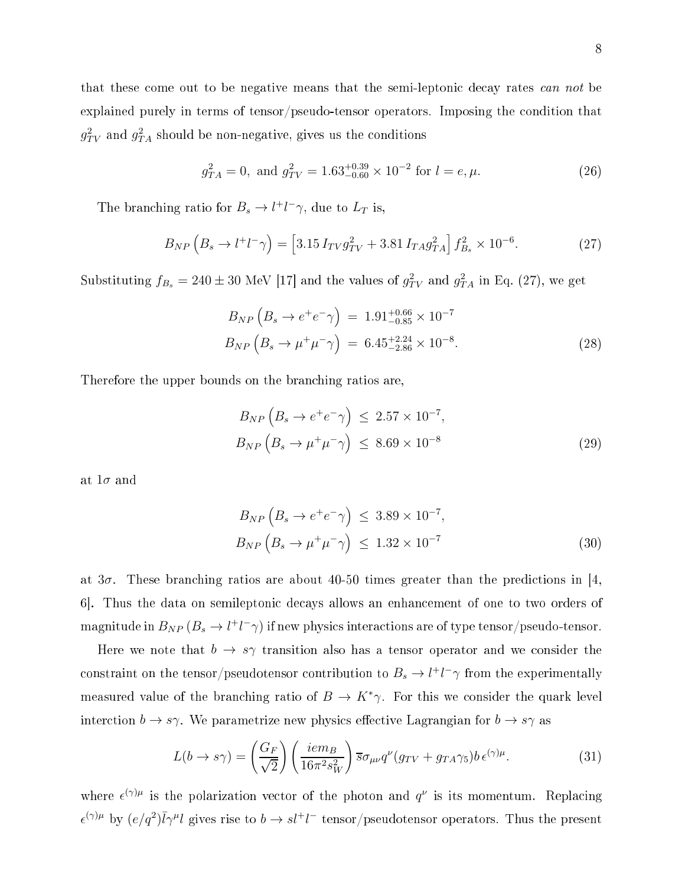that these come out to be negative means that the semi-leptonic decay rates *can not* be explained purely in terms of tensor/pseudo-tensor operators. Imposing the condition that $g_{TV}^2$ and $g_{TA}^2$ should be non-negative, gives us the conditions

$$g_{TA}^2 = 0, \text{ and } g_{TV}^2 = 1.63^{+0.39}_{-0.60} \times 10^{-2} \text{ for } l = e, \mu. \tag{26}$$

The branching ratio for $B_s \to l^+ l^- \gamma$, due to $L_T$ is,

$$B_{NP}\left(B_s \to l^+ l^- \gamma\right) = \left[3.15\, I_{TV} g_{TV}^2 + 3.81\, I_{TA} g_{TA}^2\right] f_{B_s}^2 \times 10^{-6}. \tag{27}$$

Substituting $f_{B_s} = 240 \pm 30$ MeV [17] and the values of $g_{TV}^2$ and $g_{TA}^2$ in Eq. (27), we get

$$\begin{aligned} B_{NP}\left(B_s \to e^+ e^- \gamma\right) &= 1.91^{+0.66}_{-0.85} \times 10^{-7} \\ B_{NP}\left(B_s \to \mu^+ \mu^- \gamma\right) &= 6.45^{+2.24}_{-2.86} \times 10^{-8}. \end{aligned} \tag{28}$$

Therefore the upper bounds on the branching ratios are,

$$\begin{aligned} B_{NP}\left(B_s \to e^+ e^- \gamma\right) &\leq 2.57 \times 10^{-7}, \\ B_{NP}\left(B_s \to \mu^+ \mu^- \gamma\right) &\leq 8.69 \times 10^{-8} \end{aligned} \tag{29}$$

at $1\sigma$ and

$$\begin{aligned} B_{NP}\left(B_s \to e^+ e^- \gamma\right) &\leq 3.89 \times 10^{-7}, \\ B_{NP}\left(B_s \to \mu^+ \mu^- \gamma\right) &\leq 1.32 \times 10^{-7} \end{aligned} \tag{30}$$

at $3\sigma$. These branching ratios are about 40-50 times greater than the predictions in [4, 6]. Thus the data on semileptonic decays allows an enhancement of one to two orders of magnitude in $B_{NP}\left(B_s \to l^+ l^- \gamma\right)$ if new physics interactions are of type tensor/pseudo-tensor.

Here we note that $b \to s\gamma$ transition also has a tensor operator and we consider the constraint on the tensor/pseudotensor contribution to $B_s \to l^+ l^- \gamma$ from the experimentally measured value of the branching ratio of $B \to K^* \gamma$. For this we consider the quark level interction $b \to s\gamma$. We parametrize new physics effective Lagrangian for $b \to s\gamma$ as

$$L(b \to s\gamma) = \left(\frac{G_F}{\sqrt{2}}\right)\left(\frac{iem_B}{16\pi^2 s_W^2}\right) \overline{s}\sigma_{\mu\nu} q^\nu (g_{TV} + g_{TA}\gamma_5) b\, \epsilon^{(\gamma)\mu}. \tag{31}$$

where $\epsilon^{(\gamma)\mu}$ is the polarization vector of the photon and $q^\nu$ is its momentum. Replacing $\epsilon^{(\gamma)\mu}$ by $(e/q^2)\bar{l}\gamma^\mu l$ gives rise to $b \to s l^+ l^-$ tensor/pseudotensor operators. Thus the present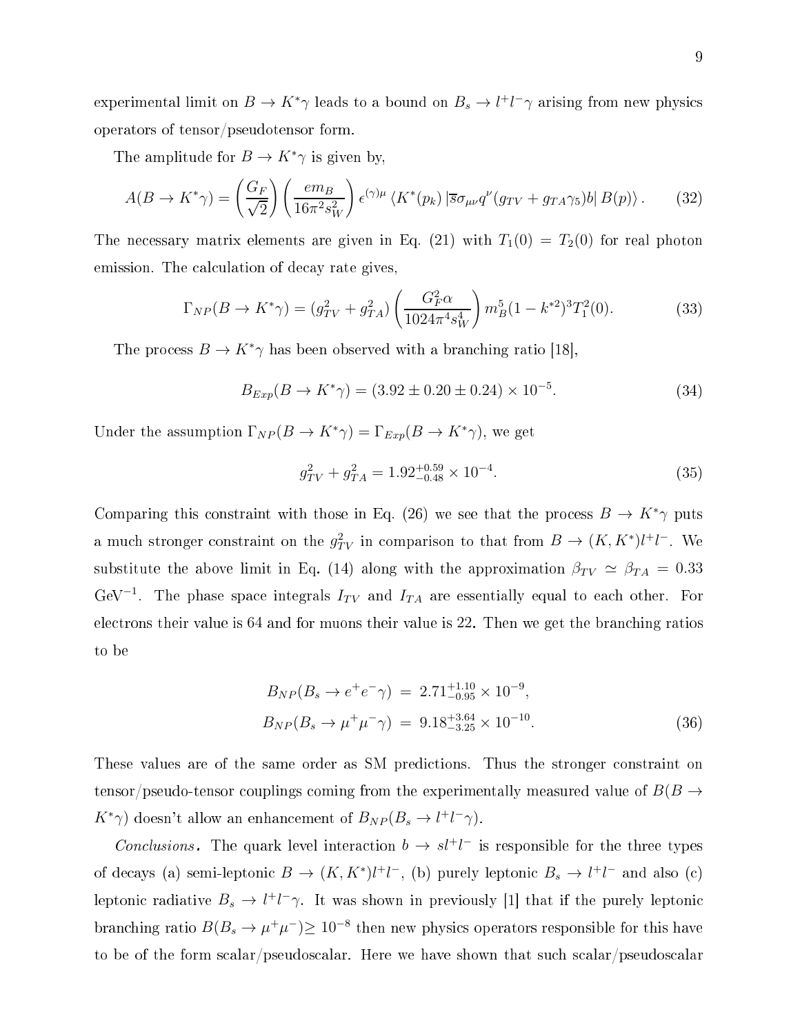experimental limit on $B \to K^* \gamma$ leads to a bound on $B_s \to l^+ l^- \gamma$ arising from new physics operators of tensor/pseudotensor form.

The amplitude for $B \to K^* \gamma$ is given by,

$$A(B \to K^* \gamma) = \left(\frac{G_F}{\sqrt{2}}\right)\left(\frac{e m_B}{16\pi^2 s_W^2}\right) \epsilon^{(\gamma)\mu} \left\langle K^*(p_k) \left| \bar{s} \sigma_{\mu\nu} q^\nu (g_{TV} + g_{TA} \gamma_5) b \right| B(p) \right\rangle . \tag{32}$$

The necessary matrix elements are given in Eq. (21) with $T_1(0) = T_2(0)$ for real photon emission. The calculation of decay rate gives,

$$\Gamma_{NP}(B \to K^* \gamma) = (g_{TV}^2 + g_{TA}^2)\left(\frac{G_F^2 \alpha}{1024 \pi^4 s_W^4}\right) m_B^5 (1 - k^{*2})^3 T_1^2(0). \tag{33}$$

The process $B \to K^* \gamma$ has been observed with a branching ratio [18],

$$B_{Exp}(B \to K^* \gamma) = (3.92 \pm 0.20 \pm 0.24) \times 10^{-5}. \tag{34}$$

Under the assumption $\Gamma_{NP}(B \to K^* \gamma) = \Gamma_{Exp}(B \to K^* \gamma)$, we get

$$g_{TV}^2 + g_{TA}^2 = 1.92^{+0.59}_{-0.48} \times 10^{-4}. \tag{35}$$

Comparing this constraint with those in Eq. (26) we see that the process $B \to K^* \gamma$ puts a much stronger constraint on the $g_{TV}^2$ in comparison to that from $B \to (K, K^*) l^+ l^-$. We substitute the above limit in Eq. (14) along with the approximation $\beta_{TV} \simeq \beta_{TA} = 0.33$ GeV$^{-1}$. The phase space integrals $I_{TV}$ and $I_{TA}$ are essentially equal to each other. For electrons their value is 64 and for muons their value is 22. Then we get the branching ratios to be

$$\begin{aligned} B_{NP}(B_s \to e^+ e^- \gamma) &= 2.71^{+1.10}_{-0.95} \times 10^{-9}, \\ B_{NP}(B_s \to \mu^+ \mu^- \gamma) &= 9.18^{+3.64}_{-3.25} \times 10^{-10}. \end{aligned} \tag{36}$$

These values are of the same order as SM predictions. Thus the stronger constraint on tensor/pseudo-tensor couplings coming from the experimentally measured value of $B(B \to K^* \gamma)$ doesn't allow an enhancement of $B_{NP}(B_s \to l^+ l^- \gamma)$.

*Conclusions.* The quark level interaction $b \to s l^+ l^-$ is responsible for the three types of decays (a) semi-leptonic $B \to (K, K^*) l^+ l^-$, (b) purely leptonic $B_s \to l^+ l^-$ and also (c) leptonic radiative $B_s \to l^+ l^- \gamma$. It was shown in previously [1] that if the purely leptonic branching ratio $B(B_s \to \mu^+ \mu^-) \geq 10^{-8}$ then new physics operators responsible for this have to be of the form scalar/pseudoscalar. Here we have shown that such scalar/pseudoscalar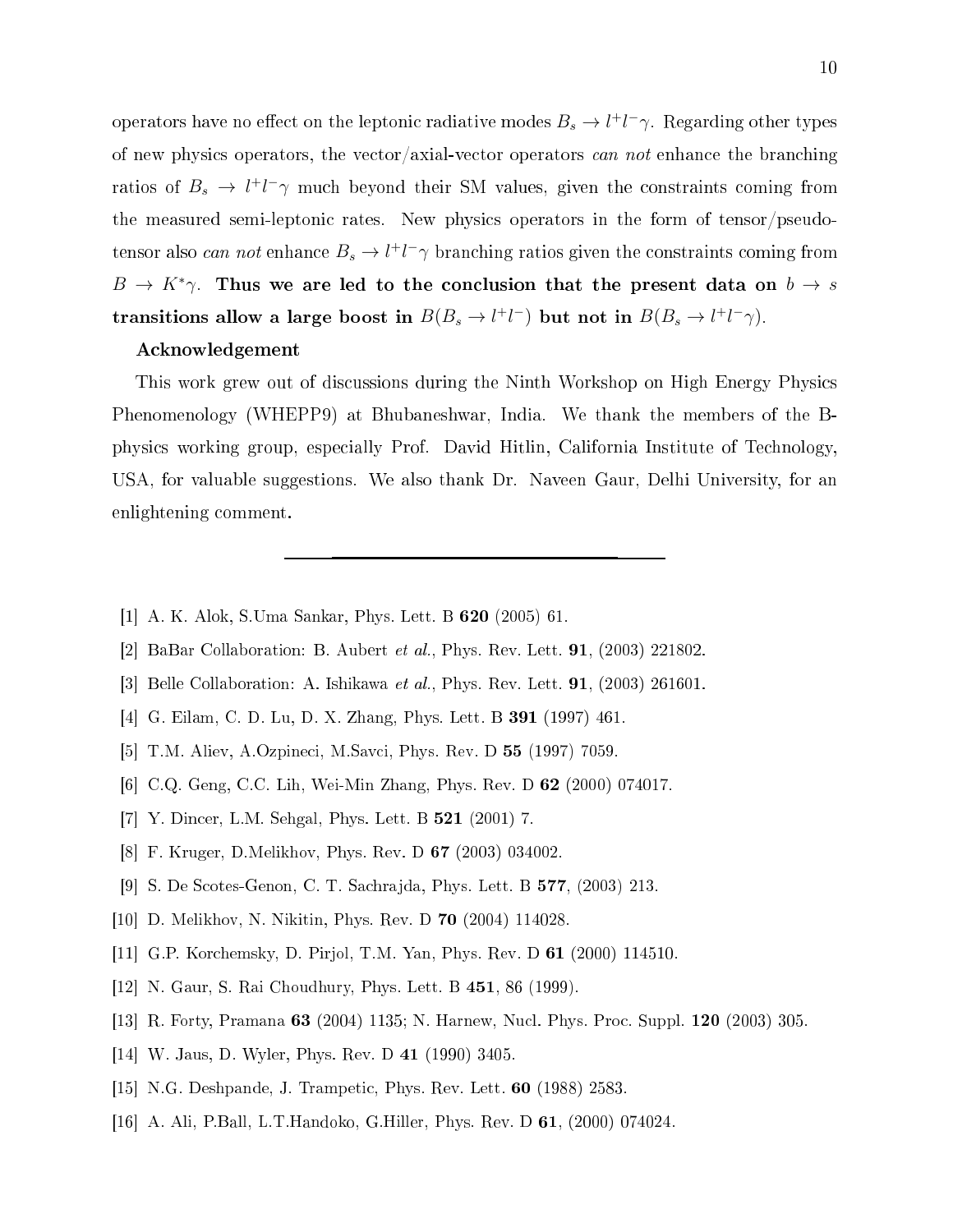operators have no effect on the leptonic radiative modes $B_s \to l^+ l^- \gamma$. Regarding other types of new physics operators, the vector/axial-vector operators *can not* enhance the branching ratios of $B_s \to l^+ l^- \gamma$ much beyond their SM values, given the constraints coming from the measured semi-leptonic rates. New physics operators in the form of tensor/pseudo-tensor also *can not* enhance $B_s \to l^+ l^- \gamma$ branching ratios given the constraints coming from $B \to K^* \gamma$. **Thus we are led to the conclusion that the present data on $b \to s$ transitions allow a large boost in $B(B_s \to l^+ l^-)$ but not in $B(B_s \to l^+ l^- \gamma)$.**

**Acknowledgement**

This work grew out of discussions during the Ninth Workshop on High Energy Physics Phenomenology (WHEPP9) at Bhubaneshwar, India. We thank the members of the B-physics working group, especially Prof. David Hitlin, California Institute of Technology, USA, for valuable suggestions. We also thank Dr. Naveen Gaur, Delhi University, for an enlightening comment.

---

[1] A. K. Alok, S.Uma Sankar, Phys. Lett. B **620** (2005) 61.

[2] BaBar Collaboration: B. Aubert *et al.*, Phys. Rev. Lett. **91**, (2003) 221802.

[3] Belle Collaboration: A. Ishikawa *et al.*, Phys. Rev. Lett. **91**, (2003) 261601.

[4] G. Eilam, C. D. Lu, D. X. Zhang, Phys. Lett. B **391** (1997) 461.

[5] T.M. Aliev, A.Ozpineci, M.Savci, Phys. Rev. D **55** (1997) 7059.

[6] C.Q. Geng, C.C. Lih, Wei-Min Zhang, Phys. Rev. D **62** (2000) 074017.

[7] Y. Dincer, L.M. Sehgal, Phys. Lett. B **521** (2001) 7.

[8] F. Kruger, D.Melikhov, Phys. Rev. D **67** (2003) 034002.

[9] S. De Scotes-Genon, C. T. Sachrajda, Phys. Lett. B **577**, (2003) 213.

[10] D. Melikhov, N. Nikitin, Phys. Rev. D **70** (2004) 114028.

[11] G.P. Korchemsky, D. Pirjol, T.M. Yan, Phys. Rev. D **61** (2000) 114510.

[12] N. Gaur, S. Rai Choudhury, Phys. Lett. B **451**, 86 (1999).

[13] R. Forty, Pramana **63** (2004) 1135; N. Harnew, Nucl. Phys. Proc. Suppl. **120** (2003) 305.

[14] W. Jaus, D. Wyler, Phys. Rev. D **41** (1990) 3405.

[15] N.G. Deshpande, J. Trampetic, Phys. Rev. Lett. **60** (1988) 2583.

[16] A. Ali, P.Ball, L.T.Handoko, G.Hiller, Phys. Rev. D **61**, (2000) 074024.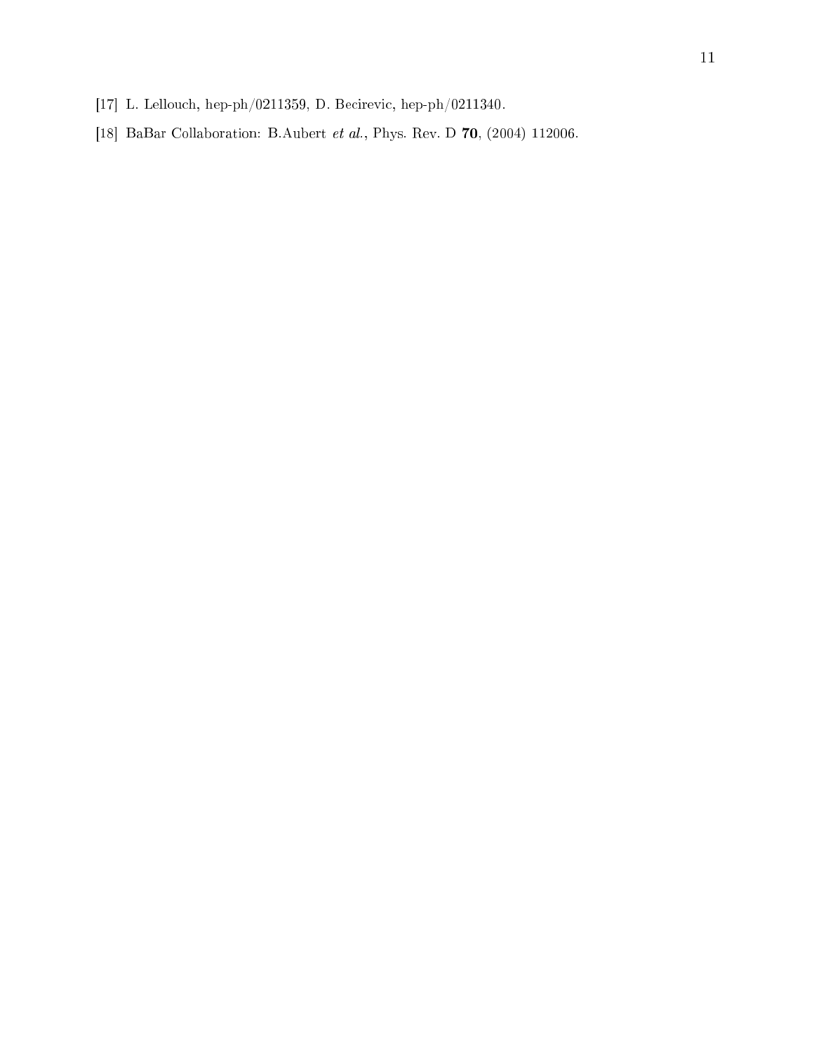[17] L. Lellouch, hep-ph/0211359, D. Becirevic, hep-ph/0211340.

[18] BaBar Collaboration: B.Aubert *et al.*, Phys. Rev. D **70**, (2004) 112006.